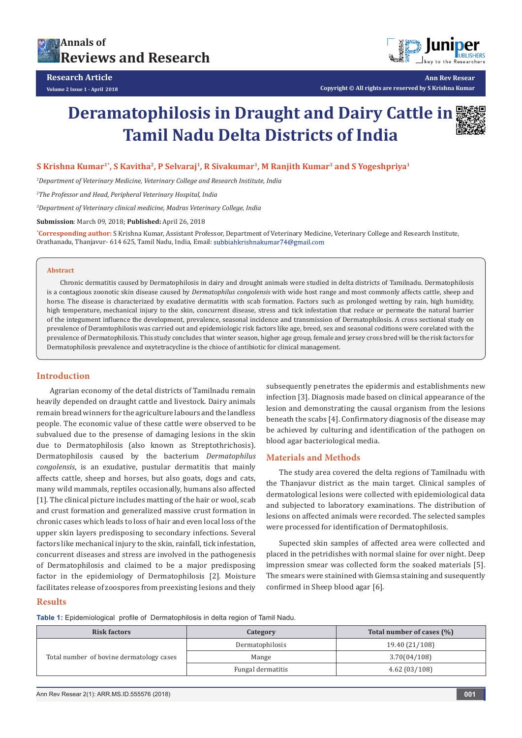# Deramatophilosis in Draught and Dairy Cattle in Tamil Nadu Delta Districts of India

**S Krishna Kumar[1]*, S Kavitha[2], P Selvaraj[1], R Sivakumar[1], M Ranjith Kumar[3] and S Yogeshpriya[1]**

[1]*Department of Veterinary Medicine, Veterinary College and Research Institute, India*

[2]*The Professor and Head, Peripheral Veterinary Hospital, India*

[3]*Department of Veterinary clinical medicine, Madras Veterinary College, India*

**Submission**: March 09, 2018; **Published:** April 26, 2018

***Corresponding author:** S Krishna Kumar, Assistant Professor, Department of Veterinary Medicine, Veterinary College and Research Institute, Orathanadu, Thanjavur- 614 625, Tamil Nadu, India, Email: subbiahkrishnakumar74@gmail.com

## Abstract

Chronic dermatitis caused by Dermatophilosis in dairy and drought animals were studied in delta districts of Tamilnadu. Dermatophilosis is a contagious zoonotic skin disease caused by *Dermatophilus congolensis* with wide host range and most commonly affects cattle, sheep and horse. The disease is characterized by exudative dermatitis with scab formation. Factors such as prolonged wetting by rain, high humidity, high temperature, mechanical injury to the skin, concurrent disease, stress and tick infestation that reduce or permeate the natural barrier of the integument influence the development, prevalence, seasonal incidence and transmission of Dermatophilosis. A cross sectional study on prevalence of Deramtophilosis was carried out and epidemiologic risk factors like age, breed, sex and seasonal coditions were corelated with the prevalence of Dermatophilosis. This study concludes that winter season, higher age group, female and jersey cross bred will be the risk factors for Dermatophilosis prevalence and oxytetracycline is the chioce of antibiotic for clinical management.

## Introduction

Agrarian economy of the detal districts of Tamilnadu remain heavily depended on draught cattle and livestock. Dairy animals remain bread winners for the agriculture labours and the landless people. The economic value of these cattle were observed to be subvalued due to the presense of damaging lesions in the skin due to Dermatophilosis (also known as Streptothrichosis). Dermatophilosis caused by the bacterium *Dermatophilus congolensis*, is an exudative, pustular dermatitis that mainly affects cattle, sheep and horses, but also goats, dogs and cats, many wild mammals, reptiles occasionally, humans also affected [1]. The clinical picture includes matting of the hair or wool, scab and crust formation and generalized massive crust formation in chronic cases which leads to loss of hair and even local loss of the upper skin layers predisposing to secondary infections. Several factors like mechanical injury to the skin, rainfall, tick infestation, concurrent diseases and stress are involved in the pathogenesis of Dermatophilosis and claimed to be a major predisposing factor in the epidemiology of Dermatophilosis [2]. Moisture facilitates release of zoospores from preexisting lesions and theiy subsequently penetrates the epidermis and establishments new infection [3]. Diagnosis made based on clinical appearance of the lesion and demonstrating the causal organism from the lesions beneath the scabs [4]. Confirmatory diagnosis of the disease may be achieved by culturing and identification of the pathogen on blood agar bacteriological media.

## Materials and Methods

The study area covered the delta regions of Tamilnadu with the Thanjavur district as the main target. Clinical samples of dermatological lesions were collected with epidemiological data and subjected to laboratory examinations. The distribution of lesions on affected animals were recorded. The selected samples were processed for identification of Dermatophilosis.

Supected skin samples of affected area were collected and placed in the petridishes with normal slaine for over night. Deep impression smear was collected form the soaked materials [5]. The smears were stainined with Giemsa staining and susequently confirmed in Sheep blood agar [6].

## Results

**Table 1:** Epidemiological profile of Dermatophilosis in delta region of Tamil Nadu.

| Risk factors | Category | Total number of cases (%) |
|---|---|---|
| Total number of bovine dermatology cases | Dermatophilosis | 19.40 (21/108) |
| | Mange | 3.70(04/108) |
| | Fungal dermatitis | 4.62 (03/108) |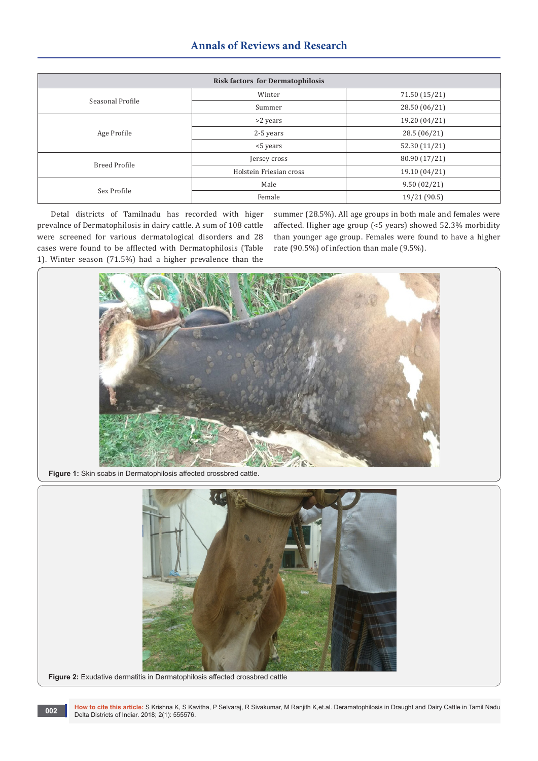| Risk factors for Dermatophilosis | | |
|---|---|---|
| Seasonal Profile | Winter | 71.50 (15/21) |
| | Summer | 28.50 (06/21) |
| Age Profile | >2 years | 19.20 (04/21) |
| | 2-5 years | 28.5 (06/21) |
| | <5 years | 52.30 (11/21) |
| Breed Profile | Jersey cross | 80.90 (17/21) |
| | Holstein Friesian cross | 19.10 (04/21) |
| Sex Profile | Male | 9.50 (02/21) |
| | Female | 19/21 (90.5) |

Detal districts of Tamilnadu has recorded with higer prevalnce of Dermatophilosis in dairy cattle. A sum of 108 cattle were screened for various dermatological disorders and 28 cases were found to be afflected with Dermatophilosis (Table 1). Winter season (71.5%) had a higher prevalence than the summer (28.5%). All age groups in both male and females were affected. Higher age group (<5 years) showed 52.3% morbidity than younger age group. Females were found to have a higher rate (90.5%) of infection than male (9.5%).

**Figure 1:** Skin scabs in Dermatophilosis affected crossbred cattle.

**Figure 2:** Exudative dermatitis in Dermatophilosis affected crossbred cattle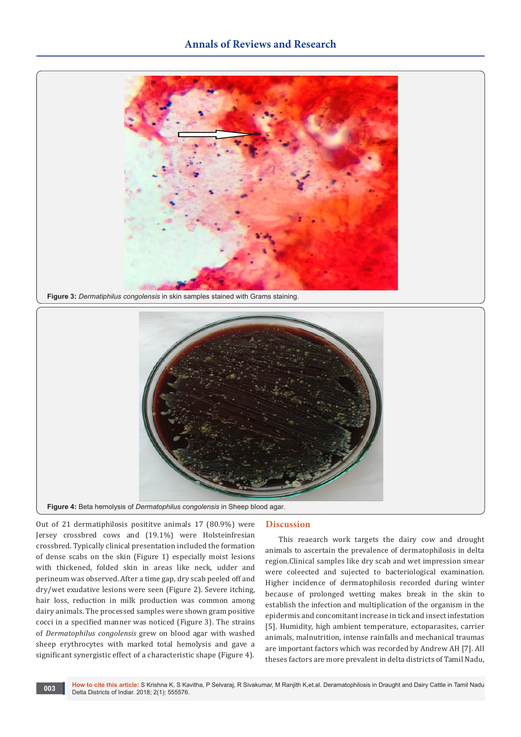Figure 3: *Dermatiphilus congolensis* in skin samples stained with Grams staining.

Figure 4: Beta hemolysis of *Dermatophilus congolensis* in Sheep blood agar.

Out of 21 dermatiphilosis posititve animals 17 (80.9%) were Jersey crossbred cows and (19.1%) were Holsteinfresian crossbred. Typically clinical presentation included the formation of dense scabs on the skin (Figure 1) especially moist lesions with thickened, folded skin in areas like neck, udder and perineum was observed. After a time gap, dry scab peeled off and dry/wet exudative lesions were seen (Figure 2). Severe itching, hair loss, reduction in milk production was common among dairy animals. The processed samples were shown gram positive cocci in a specified manner was noticed (Figure 3). The strains of *Dermatophilus congolensis* grew on blood agar with washed sheep erythrocytes with marked total hemolysis and gave a significant synergistic effect of a characteristic shape (Figure 4).

## Discussion

This reaearch work targets the dairy cow and drought animals to ascertain the prevalence of dermatophilosis in delta region.Clinical samples like dry scab and wet impression smear were coleected and sujected to bacteriological examination. Higher incidence of dermatophilosis recorded during winter because of prolonged wetting makes break in the skin to establish the infection and multiplication of the organism in the epidermis and concomitant increase in tick and insect infestation [5]. Humidity, high ambient temperature, ectoparasites, carrier animals, malnutrition, intense rainfalls and mechanical traumas are important factors which was recorded by Andrew AH [7]. All theses factors are more prevalent in delta districts of Tamil Nadu,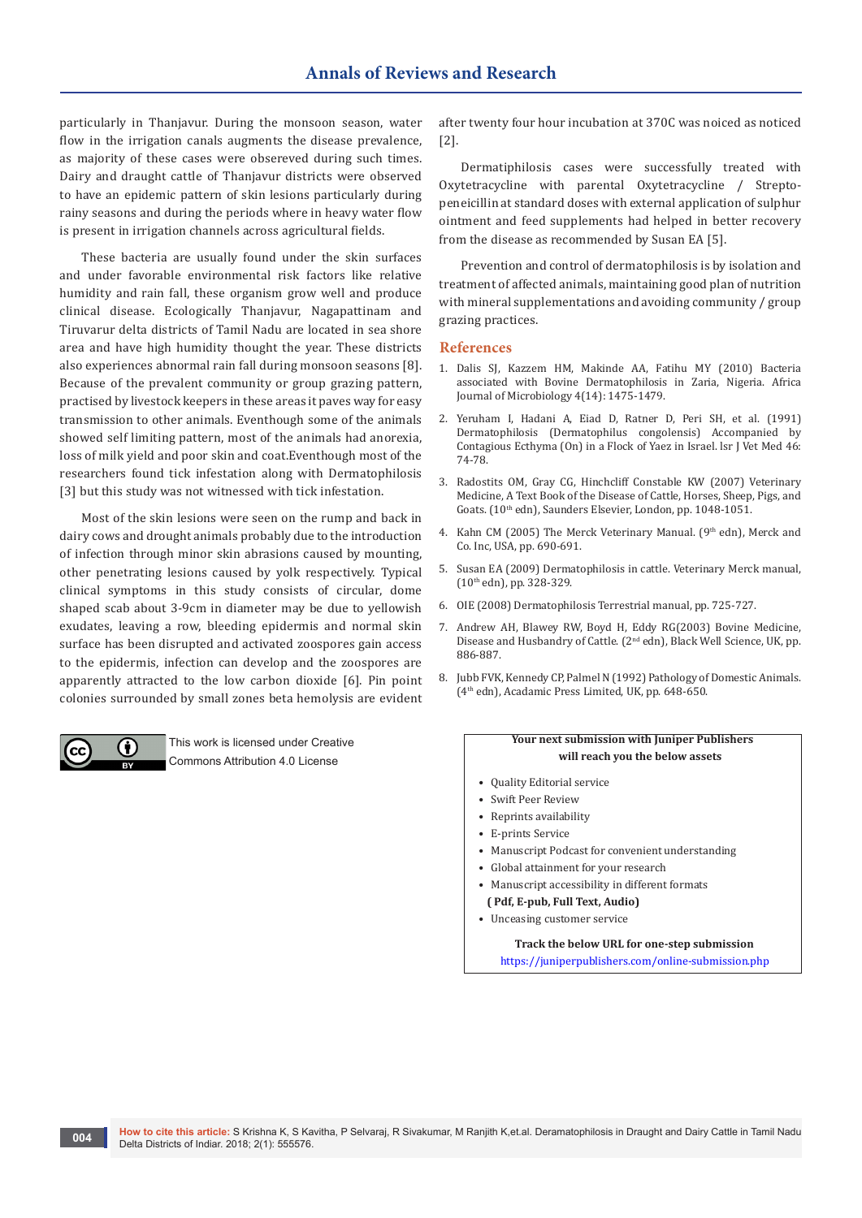particularly in Thanjavur. During the monsoon season, water flow in the irrigation canals augments the disease prevalence, as majority of these cases were obsereved during such times. Dairy and draught cattle of Thanjavur districts were observed to have an epidemic pattern of skin lesions particularly during rainy seasons and during the periods where in heavy water flow is present in irrigation channels across agricultural fields.

These bacteria are usually found under the skin surfaces and under favorable environmental risk factors like relative humidity and rain fall, these organism grow well and produce clinical disease. Ecologically Thanjavur, Nagapattinam and Tiruvarur delta districts of Tamil Nadu are located in sea shore area and have high humidity thought the year. These districts also experiences abnormal rain fall during monsoon seasons [8]. Because of the prevalent community or group grazing pattern, practised by livestock keepers in these areas it paves way for easy transmission to other animals. Eventhough some of the animals showed self limiting pattern, most of the animals had anorexia, loss of milk yield and poor skin and coat.Eventhough most of the researchers found tick infestation along with Dermatophilosis [3] but this study was not witnessed with tick infestation.

Most of the skin lesions were seen on the rump and back in dairy cows and drought animals probably due to the introduction of infection through minor skin abrasions caused by mounting, other penetrating lesions caused by yolk respectively. Typical clinical symptoms in this study consists of circular, dome shaped scab about 3-9cm in diameter may be due to yellowish exudates, leaving a row, bleeding epidermis and normal skin surface has been disrupted and activated zoospores gain access to the epidermis, infection can develop and the zoospores are apparently attracted to the low carbon dioxide [6]. Pin point colonies surrounded by small zones beta hemolysis are evident after twenty four hour incubation at 370C was noiced as noticed [2].

Dermatiphilosis cases were successfully treated with Oxytetracycline with parental Oxytetracycline / Strepto-peneicillin at standard doses with external application of sulphur ointment and feed supplements had helped in better recovery from the disease as recommended by Susan EA [5].

Prevention and control of dermatophilosis is by isolation and treatment of affected animals, maintaining good plan of nutrition with mineral supplementations and avoiding community / group grazing practices.

## References

1. Dalis SJ, Kazzem HM, Makinde AA, Fatihu MY (2010) Bacteria associated with Bovine Dermatophilosis in Zaria, Nigeria. Africa Journal of Microbiology 4(14): 1475-1479.
2. Yeruham I, Hadani A, Eiad D, Ratner D, Peri SH, et al. (1991) Dermatophilosis (Dermatophilus congolensis) Accompanied by Contagious Ecthyma (On) in a Flock of Yaez in Israel. lsr J Vet Med 46: 74-78.
3. Radostits OM, Gray CG, Hinchcliff Constable KW (2007) Veterinary Medicine, A Text Book of the Disease of Cattle, Horses, Sheep, Pigs, and Goats. (10th edn), Saunders Elsevier, London, pp. 1048-1051.
4. Kahn CM (2005) The Merck Veterinary Manual. (9th edn), Merck and Co. Inc, USA, pp. 690-691.
5. Susan EA (2009) Dermatophilosis in cattle. Veterinary Merck manual, (10th edn), pp. 328-329.
6. OIE (2008) Dermatophilosis Terrestrial manual, pp. 725-727.
7. Andrew AH, Blawey RW, Boyd H, Eddy RG(2003) Bovine Medicine, Disease and Husbandry of Cattle. (2nd edn), Black Well Science, UK, pp. 886-887.
8. Jubb FVK, Kennedy CP, Palmel N (1992) Pathology of Domestic Animals. (4th edn), Acadamic Press Limited, UK, pp. 648-650.

This work is licensed under Creative Commons Attribution 4.0 License

**Your next submission with Juniper Publishers will reach you the below assets**

- Quality Editorial service
- Swift Peer Review
- Reprints availability
- E-prints Service
- Manuscript Podcast for convenient understanding
- Global attainment for your research
- Manuscript accessibility in different formats **( Pdf, E-pub, Full Text, Audio)**
- Unceasing customer service

**Track the below URL for one-step submission**
https://juniperpublishers.com/online-submission.php

**How to cite this article:** S Krishna K, S Kavitha, P Selvaraj, R Sivakumar, M Ranjith K,et.al. Deramatophilosis in Draught and Dairy Cattle in Tamil Nadu Delta Districts of Indiar. 2018; 2(1): 555576.